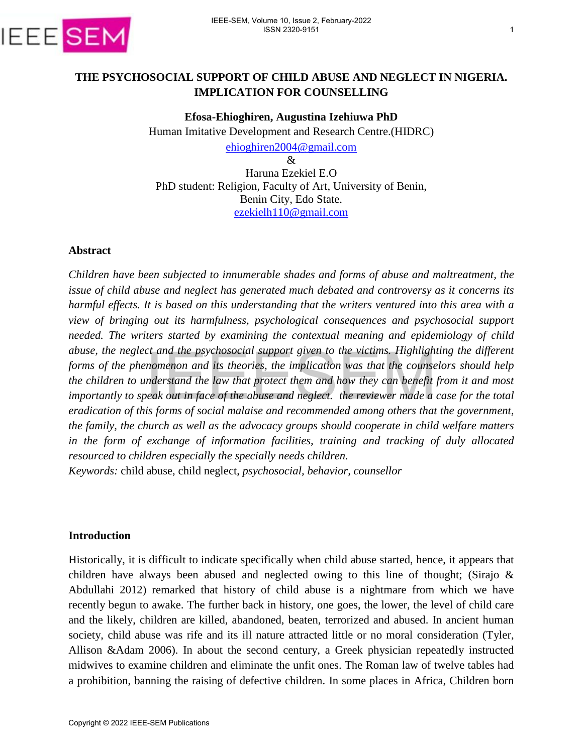# THE PSYCHOSOCIAL SUPPORT OF CHILD ABUSE AND NEGLECT IN NIGERIA. IMPLICATION FOR COUNSELLING

**Efosa-Ehioghiren, Augustina Izehiuwa PhD**
Human Imitative Development and Research Centre.(HIDRC)
ehioghiren2004@gmail.com

&

Haruna Ezekiel E.O
PhD student: Religion, Faculty of Art, University of Benin,
Benin City, Edo State.
ezekielh110@gmail.com

## Abstract

*Children have been subjected to innumerable shades and forms of abuse and maltreatment, the issue of child abuse and neglect has generated much debated and controversy as it concerns its harmful effects. It is based on this understanding that the writers ventured into this area with a view of bringing out its harmfulness, psychological consequences and psychosocial support needed. The writers started by examining the contextual meaning and epidemiology of child abuse, the neglect and the psychosocial support given to the victims. Highlighting the different forms of the phenomenon and its theories, the implication was that the counselors should help the children to understand the law that protect them and how they can benefit from it and most importantly to speak out in face of the abuse and neglect. the reviewer made a case for the total eradication of this forms of social malaise and recommended among others that the government, the family, the church as well as the advocacy groups should cooperate in child welfare matters in the form of exchange of information facilities, training and tracking of duly allocated resourced to children especially the specially needs children.*

*Keywords:* child abuse, child neglect, *psychosocial, behavior, counsellor*

## Introduction

Historically, it is difficult to indicate specifically when child abuse started, hence, it appears that children have always been abused and neglected owing to this line of thought; (Sirajo & Abdullahi 2012) remarked that history of child abuse is a nightmare from which we have recently begun to awake. The further back in history, one goes, the lower, the level of child care and the likely, children are killed, abandoned, beaten, terrorized and abused. In ancient human society, child abuse was rife and its ill nature attracted little or no moral consideration (Tyler, Allison &Adam 2006). In about the second century, a Greek physician repeatedly instructed midwives to examine children and eliminate the unfit ones. The Roman law of twelve tables had a prohibition, banning the raising of defective children. In some places in Africa, Children born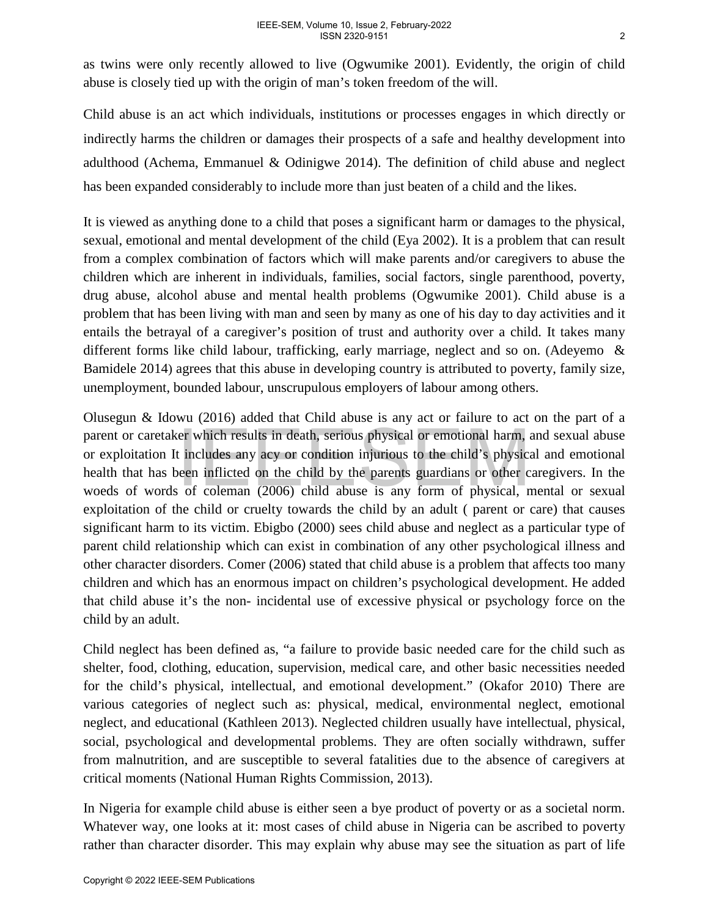as twins were only recently allowed to live (Ogwumike 2001). Evidently, the origin of child abuse is closely tied up with the origin of man's token freedom of the will.

Child abuse is an act which individuals, institutions or processes engages in which directly or indirectly harms the children or damages their prospects of a safe and healthy development into adulthood (Achema, Emmanuel & Odinigwe 2014). The definition of child abuse and neglect has been expanded considerably to include more than just beaten of a child and the likes.

It is viewed as anything done to a child that poses a significant harm or damages to the physical, sexual, emotional and mental development of the child (Eya 2002). It is a problem that can result from a complex combination of factors which will make parents and/or caregivers to abuse the children which are inherent in individuals, families, social factors, single parenthood, poverty, drug abuse, alcohol abuse and mental health problems (Ogwumike 2001). Child abuse is a problem that has been living with man and seen by many as one of his day to day activities and it entails the betrayal of a caregiver's position of trust and authority over a child. It takes many different forms like child labour, trafficking, early marriage, neglect and so on. (Adeyemo & Bamidele 2014) agrees that this abuse in developing country is attributed to poverty, family size, unemployment, bounded labour, unscrupulous employers of labour among others.

Olusegun & Idowu (2016) added that Child abuse is any act or failure to act on the part of a parent or caretaker which results in death, serious physical or emotional harm, and sexual abuse or exploitation It includes any acy or condition injurious to the child's physical and emotional health that has been inflicted on the child by the parents guardians or other caregivers. In the woeds of words of coleman (2006) child abuse is any form of physical, mental or sexual exploitation of the child or cruelty towards the child by an adult ( parent or care) that causes significant harm to its victim. Ebigbo (2000) sees child abuse and neglect as a particular type of parent child relationship which can exist in combination of any other psychological illness and other character disorders. Comer (2006) stated that child abuse is a problem that affects too many children and which has an enormous impact on children's psychological development. He added that child abuse it's the non- incidental use of excessive physical or psychology force on the child by an adult.

Child neglect has been defined as, "a failure to provide basic needed care for the child such as shelter, food, clothing, education, supervision, medical care, and other basic necessities needed for the child's physical, intellectual, and emotional development." (Okafor 2010) There are various categories of neglect such as: physical, medical, environmental neglect, emotional neglect, and educational (Kathleen 2013). Neglected children usually have intellectual, physical, social, psychological and developmental problems. They are often socially withdrawn, suffer from malnutrition, and are susceptible to several fatalities due to the absence of caregivers at critical moments (National Human Rights Commission, 2013).

In Nigeria for example child abuse is either seen a bye product of poverty or as a societal norm. Whatever way, one looks at it: most cases of child abuse in Nigeria can be ascribed to poverty rather than character disorder. This may explain why abuse may see the situation as part of life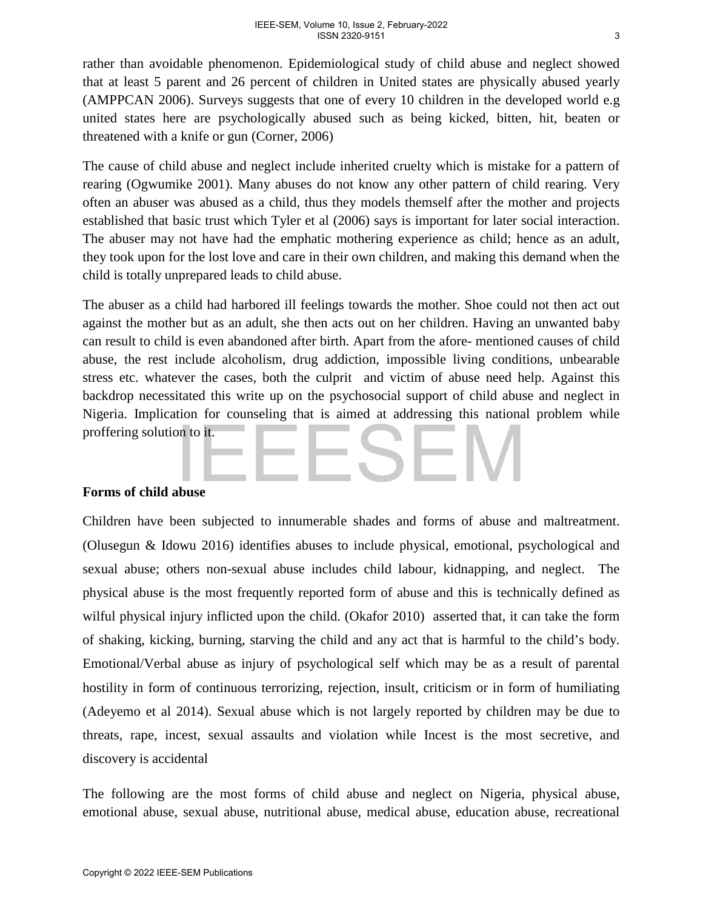rather than avoidable phenomenon. Epidemiological study of child abuse and neglect showed that at least 5 parent and 26 percent of children in United states are physically abused yearly (AMPPCAN 2006). Surveys suggests that one of every 10 children in the developed world e.g united states here are psychologically abused such as being kicked, bitten, hit, beaten or threatened with a knife or gun (Corner, 2006)

The cause of child abuse and neglect include inherited cruelty which is mistake for a pattern of rearing (Ogwumike 2001). Many abuses do not know any other pattern of child rearing. Very often an abuser was abused as a child, thus they models themself after the mother and projects established that basic trust which Tyler et al (2006) says is important for later social interaction. The abuser may not have had the emphatic mothering experience as child; hence as an adult, they took upon for the lost love and care in their own children, and making this demand when the child is totally unprepared leads to child abuse.

The abuser as a child had harbored ill feelings towards the mother. Shoe could not then act out against the mother but as an adult, she then acts out on her children. Having an unwanted baby can result to child is even abandoned after birth. Apart from the afore- mentioned causes of child abuse, the rest include alcoholism, drug addiction, impossible living conditions, unbearable stress etc. whatever the cases, both the culprit and victim of abuse need help. Against this backdrop necessitated this write up on the psychosocial support of child abuse and neglect in Nigeria. Implication for counseling that is aimed at addressing this national problem while proffering solution to it.

**Forms of child abuse**

Children have been subjected to innumerable shades and forms of abuse and maltreatment. (Olusegun & Idowu 2016) identifies abuses to include physical, emotional, psychological and sexual abuse; others non-sexual abuse includes child labour, kidnapping, and neglect. The physical abuse is the most frequently reported form of abuse and this is technically defined as wilful physical injury inflicted upon the child. (Okafor 2010) asserted that, it can take the form of shaking, kicking, burning, starving the child and any act that is harmful to the child's body. Emotional/Verbal abuse as injury of psychological self which may be as a result of parental hostility in form of continuous terrorizing, rejection, insult, criticism or in form of humiliating (Adeyemo et al 2014). Sexual abuse which is not largely reported by children may be due to threats, rape, incest, sexual assaults and violation while Incest is the most secretive, and discovery is accidental

The following are the most forms of child abuse and neglect on Nigeria, physical abuse, emotional abuse, sexual abuse, nutritional abuse, medical abuse, education abuse, recreational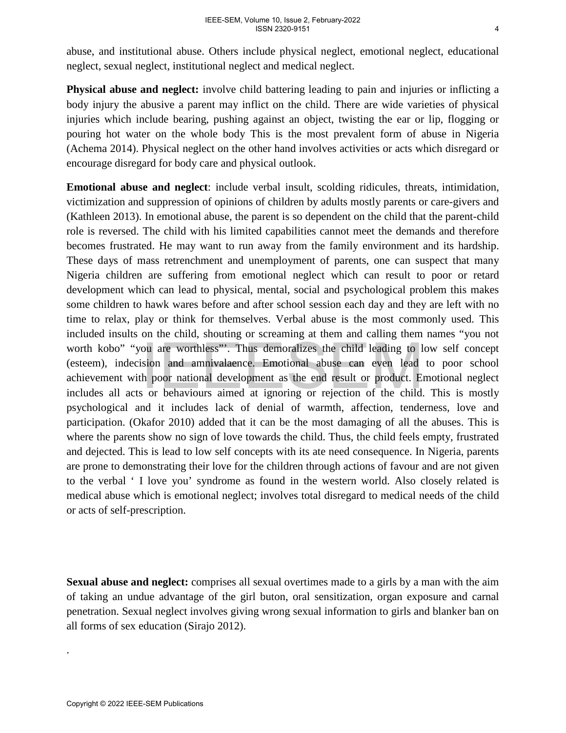abuse, and institutional abuse. Others include physical neglect, emotional neglect, educational neglect, sexual neglect, institutional neglect and medical neglect.

**Physical abuse and neglect:** involve child battering leading to pain and injuries or inflicting a body injury the abusive a parent may inflict on the child. There are wide varieties of physical injuries which include bearing, pushing against an object, twisting the ear or lip, flogging or pouring hot water on the whole body This is the most prevalent form of abuse in Nigeria (Achema 2014). Physical neglect on the other hand involves activities or acts which disregard or encourage disregard for body care and physical outlook.

**Emotional abuse and neglect**: include verbal insult, scolding ridicules, threats, intimidation, victimization and suppression of opinions of children by adults mostly parents or care-givers and (Kathleen 2013). In emotional abuse, the parent is so dependent on the child that the parent-child role is reversed. The child with his limited capabilities cannot meet the demands and therefore becomes frustrated. He may want to run away from the family environment and its hardship. These days of mass retrenchment and unemployment of parents, one can suspect that many Nigeria children are suffering from emotional neglect which can result to poor or retard development which can lead to physical, mental, social and psychological problem this makes some children to hawk wares before and after school session each day and they are left with no time to relax, play or think for themselves. Verbal abuse is the most commonly used. This included insults on the child, shouting or screaming at them and calling them names "you not worth kobo" "you are worthless"'. Thus demoralizes the child leading to low self concept (esteem), indecision and amnivalaence. Emotional abuse can even lead to poor school achievement with poor national development as the end result or product. Emotional neglect includes all acts or behaviours aimed at ignoring or rejection of the child. This is mostly psychological and it includes lack of denial of warmth, affection, tenderness, love and participation. (Okafor 2010) added that it can be the most damaging of all the abuses. This is where the parents show no sign of love towards the child. Thus, the child feels empty, frustrated and dejected. This is lead to low self concepts with its ate need consequence. In Nigeria, parents are prone to demonstrating their love for the children through actions of favour and are not given to the verbal ' I love you' syndrome as found in the western world. Also closely related is medical abuse which is emotional neglect; involves total disregard to medical needs of the child or acts of self-prescription.

**Sexual abuse and neglect:** comprises all sexual overtimes made to a girls by a man with the aim of taking an undue advantage of the girl buton, oral sensitization, organ exposure and carnal penetration. Sexual neglect involves giving wrong sexual information to girls and blanker ban on all forms of sex education (Sirajo 2012).

.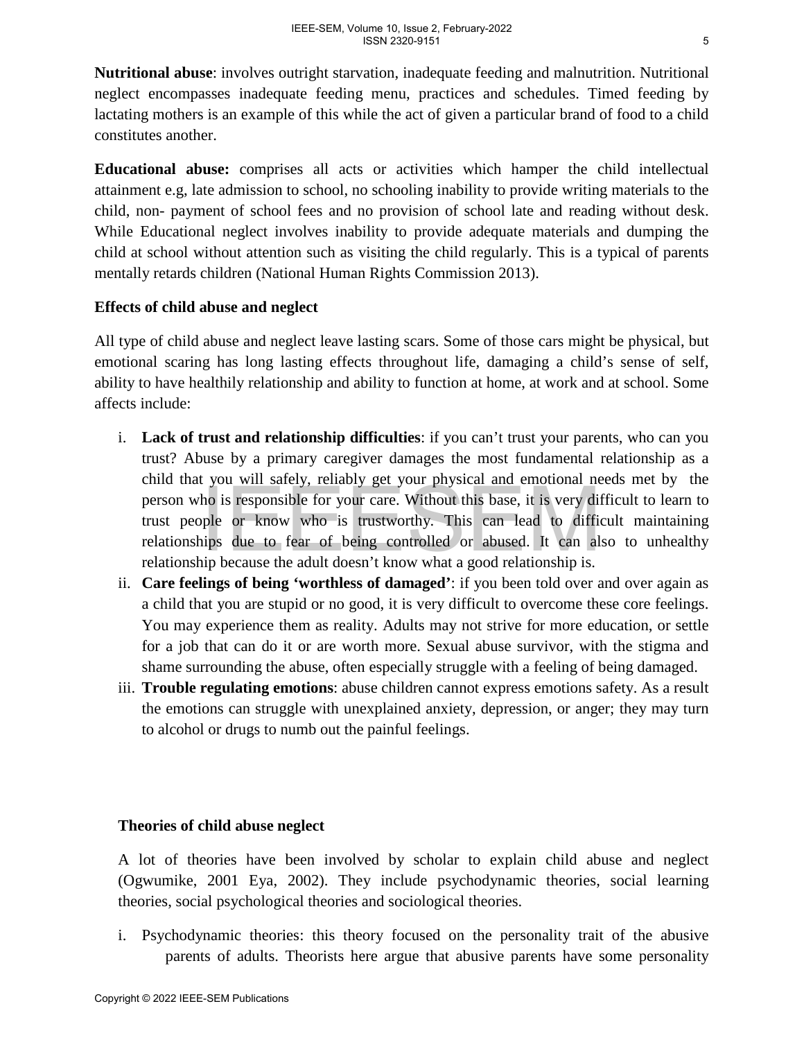**Nutritional abuse**: involves outright starvation, inadequate feeding and malnutrition. Nutritional neglect encompasses inadequate feeding menu, practices and schedules. Timed feeding by lactating mothers is an example of this while the act of given a particular brand of food to a child constitutes another.

**Educational abuse:** comprises all acts or activities which hamper the child intellectual attainment e.g, late admission to school, no schooling inability to provide writing materials to the child, non- payment of school fees and no provision of school late and reading without desk. While Educational neglect involves inability to provide adequate materials and dumping the child at school without attention such as visiting the child regularly. This is a typical of parents mentally retards children (National Human Rights Commission 2013).

**Effects of child abuse and neglect**

All type of child abuse and neglect leave lasting scars. Some of those cars might be physical, but emotional scaring has long lasting effects throughout life, damaging a child's sense of self, ability to have healthily relationship and ability to function at home, at work and at school. Some affects include:

i. **Lack of trust and relationship difficulties**: if you can't trust your parents, who can you trust? Abuse by a primary caregiver damages the most fundamental relationship as a child that you will safely, reliably get your physical and emotional needs met by the person who is responsible for your care. Without this base, it is very difficult to learn to trust people or know who is trustworthy. This can lead to difficult maintaining relationships due to fear of being controlled or abused. It can also to unhealthy relationship because the adult doesn't know what a good relationship is.
ii. **Care feelings of being 'worthless of damaged'**: if you been told over and over again as a child that you are stupid or no good, it is very difficult to overcome these core feelings. You may experience them as reality. Adults may not strive for more education, or settle for a job that can do it or are worth more. Sexual abuse survivor, with the stigma and shame surrounding the abuse, often especially struggle with a feeling of being damaged.
iii. **Trouble regulating emotions**: abuse children cannot express emotions safety. As a result the emotions can struggle with unexplained anxiety, depression, or anger; they may turn to alcohol or drugs to numb out the painful feelings.

**Theories of child abuse neglect**

A lot of theories have been involved by scholar to explain child abuse and neglect (Ogwumike, 2001 Eya, 2002). They include psychodynamic theories, social learning theories, social psychological theories and sociological theories.

i. Psychodynamic theories: this theory focused on the personality trait of the abusive parents of adults. Theorists here argue that abusive parents have some personality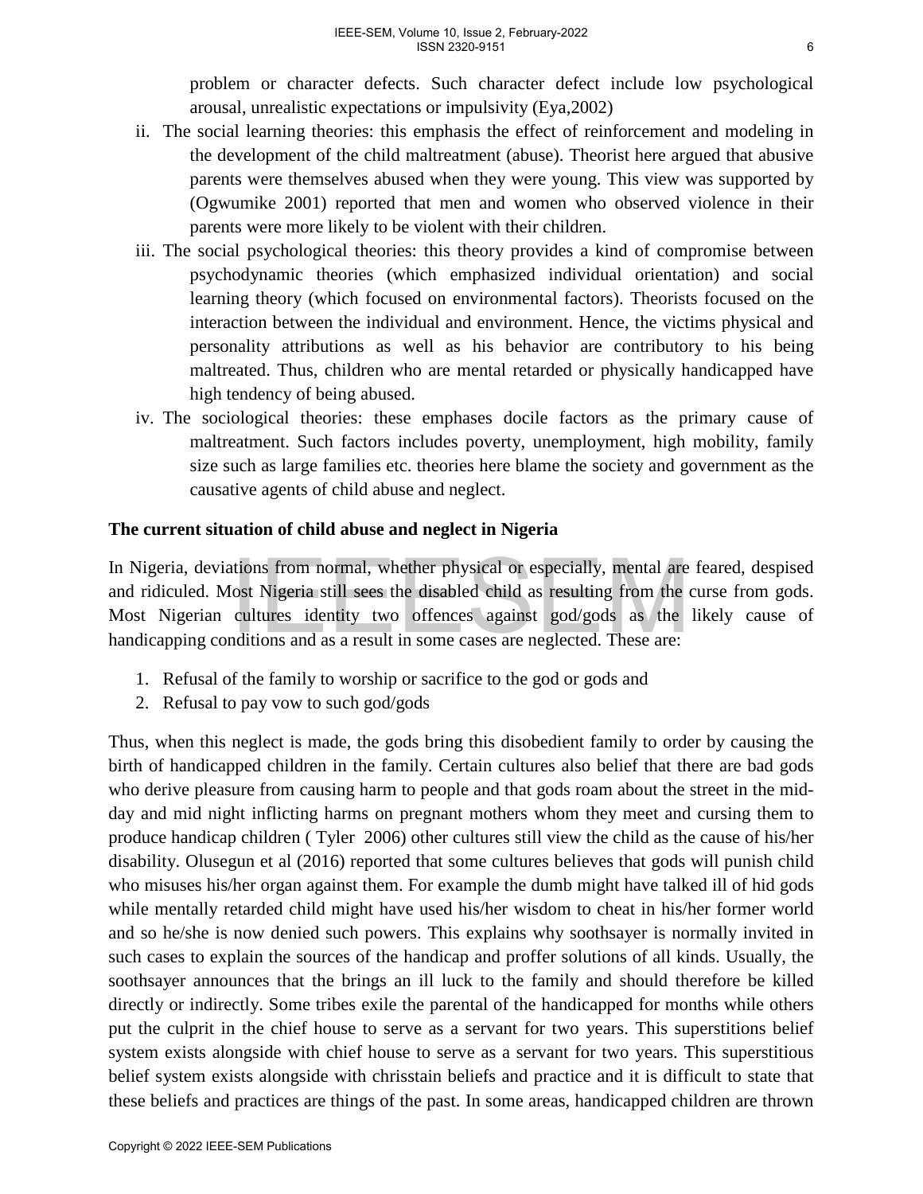problem or character defects. Such character defect include low psychological arousal, unrealistic expectations or impulsivity (Eya,2002)

ii. The social learning theories: this emphasis the effect of reinforcement and modeling in the development of the child maltreatment (abuse). Theorist here argued that abusive parents were themselves abused when they were young. This view was supported by (Ogwumike 2001) reported that men and women who observed violence in their parents were more likely to be violent with their children.
iii. The social psychological theories: this theory provides a kind of compromise between psychodynamic theories (which emphasized individual orientation) and social learning theory (which focused on environmental factors). Theorists focused on the interaction between the individual and environment. Hence, the victims physical and personality attributions as well as his behavior are contributory to his being maltreated. Thus, children who are mental retarded or physically handicapped have high tendency of being abused.
iv. The sociological theories: these emphases docile factors as the primary cause of maltreatment. Such factors includes poverty, unemployment, high mobility, family size such as large families etc. theories here blame the society and government as the causative agents of child abuse and neglect.

**The current situation of child abuse and neglect in Nigeria**

In Nigeria, deviations from normal, whether physical or especially, mental are feared, despised and ridiculed. Most Nigeria still sees the disabled child as resulting from the curse from gods. Most Nigerian cultures identity two offences against god/gods as the likely cause of handicapping conditions and as a result in some cases are neglected. These are:

1. Refusal of the family to worship or sacrifice to the god or gods and
2. Refusal to pay vow to such god/gods

Thus, when this neglect is made, the gods bring this disobedient family to order by causing the birth of handicapped children in the family. Certain cultures also belief that there are bad gods who derive pleasure from causing harm to people and that gods roam about the street in the mid-day and mid night inflicting harms on pregnant mothers whom they meet and cursing them to produce handicap children ( Tyler 2006) other cultures still view the child as the cause of his/her disability. Olusegun et al (2016) reported that some cultures believes that gods will punish child who misuses his/her organ against them. For example the dumb might have talked ill of hid gods while mentally retarded child might have used his/her wisdom to cheat in his/her former world and so he/she is now denied such powers. This explains why soothsayer is normally invited in such cases to explain the sources of the handicap and proffer solutions of all kinds. Usually, the soothsayer announces that the brings an ill luck to the family and should therefore be killed directly or indirectly. Some tribes exile the parental of the handicapped for months while others put the culprit in the chief house to serve as a servant for two years. This superstitions belief system exists alongside with chief house to serve as a servant for two years. This superstitious belief system exists alongside with chrisstain beliefs and practice and it is difficult to state that these beliefs and practices are things of the past. In some areas, handicapped children are thrown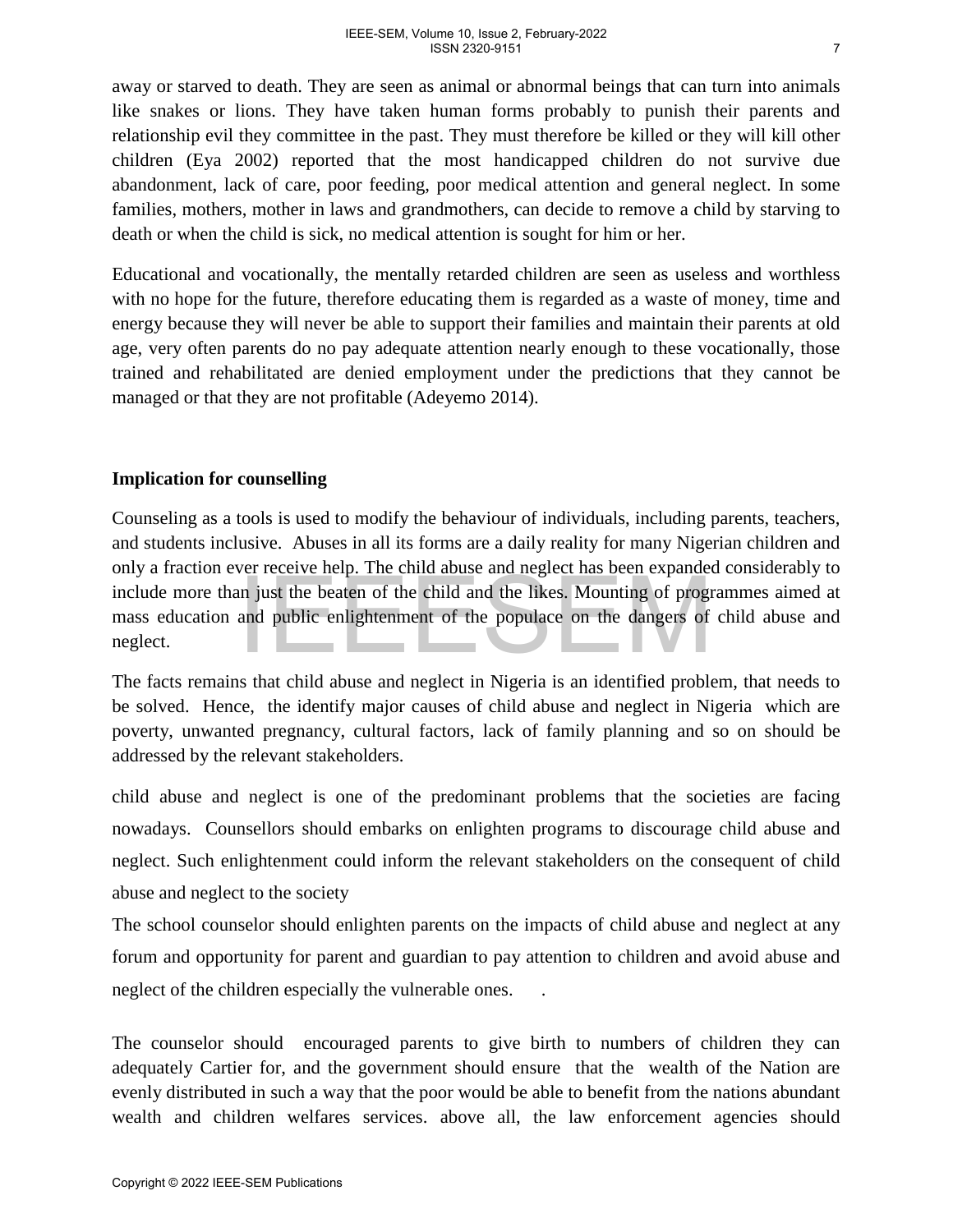away or starved to death. They are seen as animal or abnormal beings that can turn into animals like snakes or lions. They have taken human forms probably to punish their parents and relationship evil they committee in the past. They must therefore be killed or they will kill other children (Eya 2002) reported that the most handicapped children do not survive due abandonment, lack of care, poor feeding, poor medical attention and general neglect. In some families, mothers, mother in laws and grandmothers, can decide to remove a child by starving to death or when the child is sick, no medical attention is sought for him or her.

Educational and vocationally, the mentally retarded children are seen as useless and worthless with no hope for the future, therefore educating them is regarded as a waste of money, time and energy because they will never be able to support their families and maintain their parents at old age, very often parents do no pay adequate attention nearly enough to these vocationally, those trained and rehabilitated are denied employment under the predictions that they cannot be managed or that they are not profitable (Adeyemo 2014).

**Implication for counselling**

Counseling as a tools is used to modify the behaviour of individuals, including parents, teachers, and students inclusive. Abuses in all its forms are a daily reality for many Nigerian children and only a fraction ever receive help. The child abuse and neglect has been expanded considerably to include more than just the beaten of the child and the likes. Mounting of programmes aimed at mass education and public enlightenment of the populace on the dangers of child abuse and neglect.

The facts remains that child abuse and neglect in Nigeria is an identified problem, that needs to be solved. Hence, the identify major causes of child abuse and neglect in Nigeria which are poverty, unwanted pregnancy, cultural factors, lack of family planning and so on should be addressed by the relevant stakeholders.

child abuse and neglect is one of the predominant problems that the societies are facing nowadays. Counsellors should embarks on enlighten programs to discourage child abuse and neglect. Such enlightenment could inform the relevant stakeholders on the consequent of child abuse and neglect to the society

The school counselor should enlighten parents on the impacts of child abuse and neglect at any forum and opportunity for parent and guardian to pay attention to children and avoid abuse and neglect of the children especially the vulnerable ones. .

The counselor should encouraged parents to give birth to numbers of children they can adequately Cartier for, and the government should ensure that the wealth of the Nation are evenly distributed in such a way that the poor would be able to benefit from the nations abundant wealth and children welfares services. above all, the law enforcement agencies should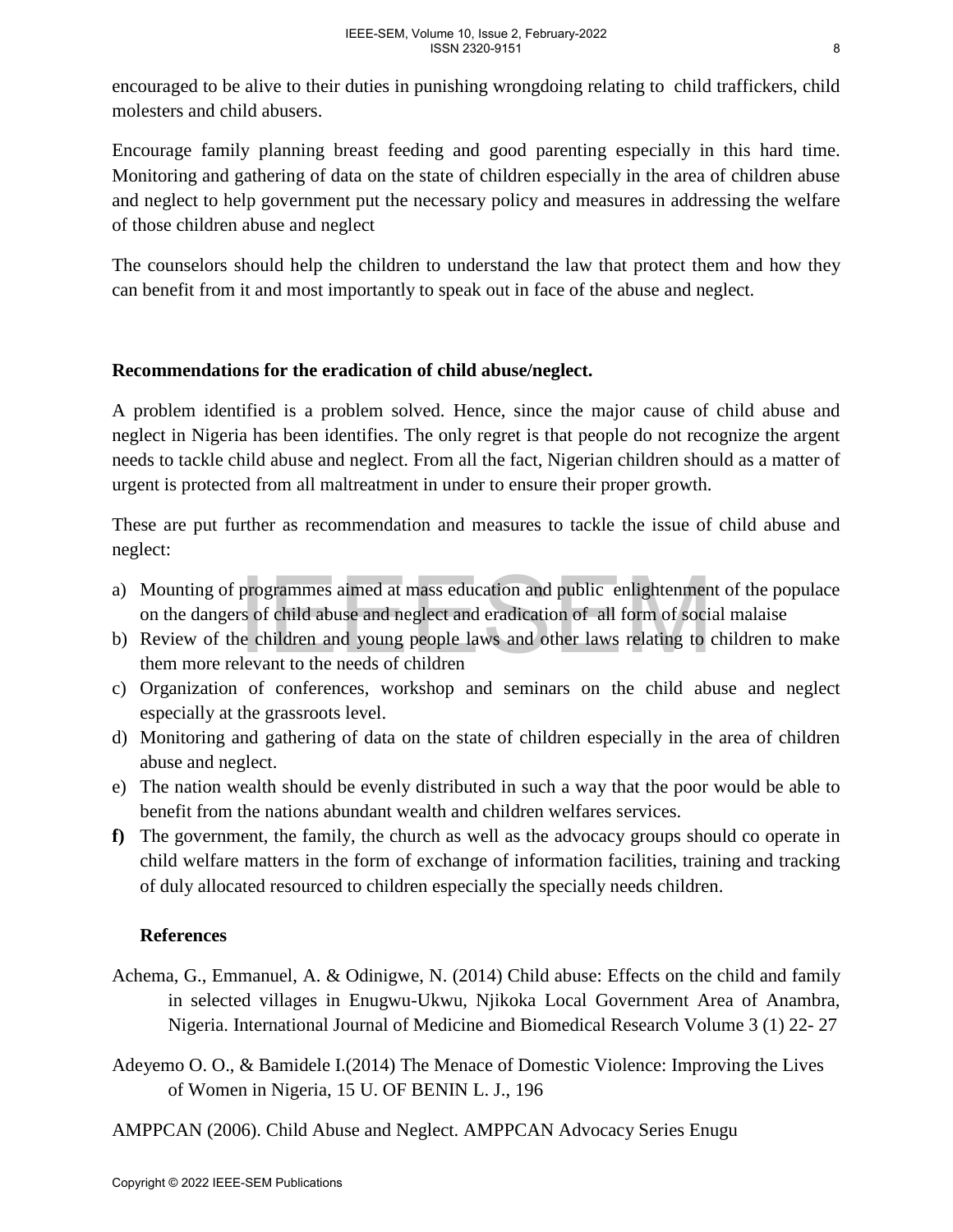encouraged to be alive to their duties in punishing wrongdoing relating to child traffickers, child molesters and child abusers.

Encourage family planning breast feeding and good parenting especially in this hard time. Monitoring and gathering of data on the state of children especially in the area of children abuse and neglect to help government put the necessary policy and measures in addressing the welfare of those children abuse and neglect

The counselors should help the children to understand the law that protect them and how they can benefit from it and most importantly to speak out in face of the abuse and neglect.

**Recommendations for the eradication of child abuse/neglect.**

A problem identified is a problem solved. Hence, since the major cause of child abuse and neglect in Nigeria has been identifies. The only regret is that people do not recognize the argent needs to tackle child abuse and neglect. From all the fact, Nigerian children should as a matter of urgent is protected from all maltreatment in under to ensure their proper growth.

These are put further as recommendation and measures to tackle the issue of child abuse and neglect:

a) Mounting of programmes aimed at mass education and public enlightenment of the populace on the dangers of child abuse and neglect and eradication of all form of social malaise
b) Review of the children and young people laws and other laws relating to children to make them more relevant to the needs of children
c) Organization of conferences, workshop and seminars on the child abuse and neglect especially at the grassroots level.
d) Monitoring and gathering of data on the state of children especially in the area of children abuse and neglect.
e) The nation wealth should be evenly distributed in such a way that the poor would be able to benefit from the nations abundant wealth and children welfares services.
f) The government, the family, the church as well as the advocacy groups should co operate in child welfare matters in the form of exchange of information facilities, training and tracking of duly allocated resourced to children especially the specially needs children.

**References**

Achema, G., Emmanuel, A. & Odinigwe, N. (2014) Child abuse: Effects on the child and family in selected villages in Enugwu-Ukwu, Njikoka Local Government Area of Anambra, Nigeria. International Journal of Medicine and Biomedical Research Volume 3 (1) 22- 27

Adeyemo O. O., & Bamidele I.(2014) The Menace of Domestic Violence: Improving the Lives of Women in Nigeria, 15 U. OF BENIN L. J., 196

AMPPCAN (2006). Child Abuse and Neglect. AMPPCAN Advocacy Series Enugu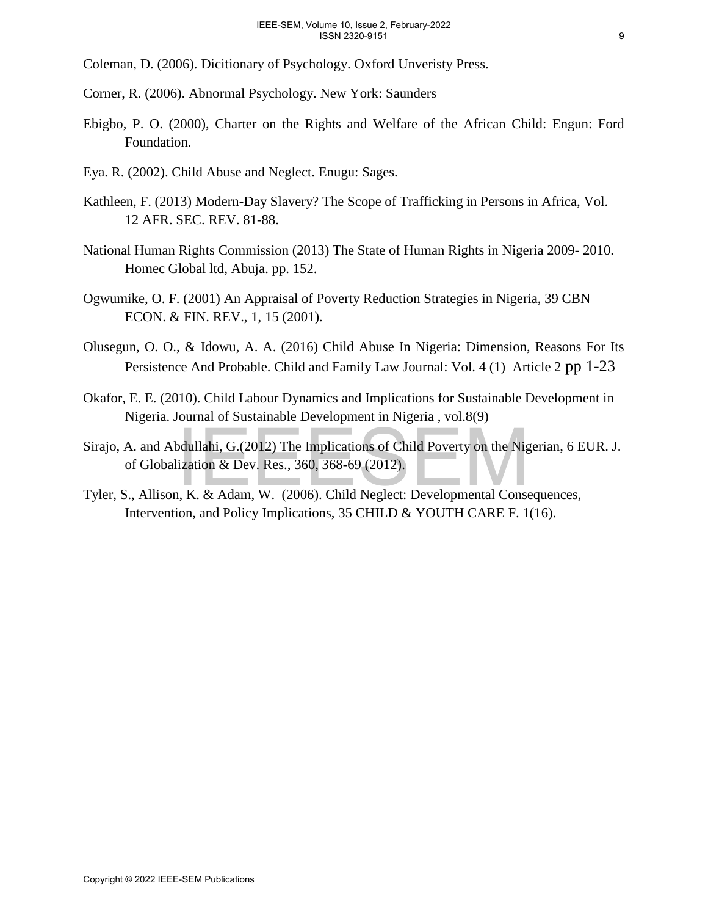Coleman, D. (2006). Dicitionary of Psychology. Oxford Unveristy Press.

Corner, R. (2006). Abnormal Psychology. New York: Saunders

Ebigbo, P. O. (2000), Charter on the Rights and Welfare of the African Child: Engun: Ford Foundation.

Eya. R. (2002). Child Abuse and Neglect. Enugu: Sages.

Kathleen, F. (2013) Modern-Day Slavery? The Scope of Trafficking in Persons in Africa, Vol. 12 AFR. SEC. REV. 81-88.

National Human Rights Commission (2013) The State of Human Rights in Nigeria 2009- 2010. Homec Global ltd, Abuja. pp. 152.

Ogwumike, O. F. (2001) An Appraisal of Poverty Reduction Strategies in Nigeria, 39 CBN ECON. & FIN. REV., 1, 15 (2001).

Olusegun, O. O., & Idowu, A. A. (2016) Child Abuse In Nigeria: Dimension, Reasons For Its Persistence And Probable. Child and Family Law Journal: Vol. 4 (1) Article 2 pp 1-23

Okafor, E. E. (2010). Child Labour Dynamics and Implications for Sustainable Development in Nigeria. Journal of Sustainable Development in Nigeria , vol.8(9)

Sirajo, A. and Abdullahi, G.(2012) The Implications of Child Poverty on the Nigerian, 6 EUR. J. of Globalization & Dev. Res., 360, 368-69 (2012).

Tyler, S., Allison, K. & Adam, W. (2006). Child Neglect: Developmental Consequences, Intervention, and Policy Implications, 35 CHILD & YOUTH CARE F. 1(16).